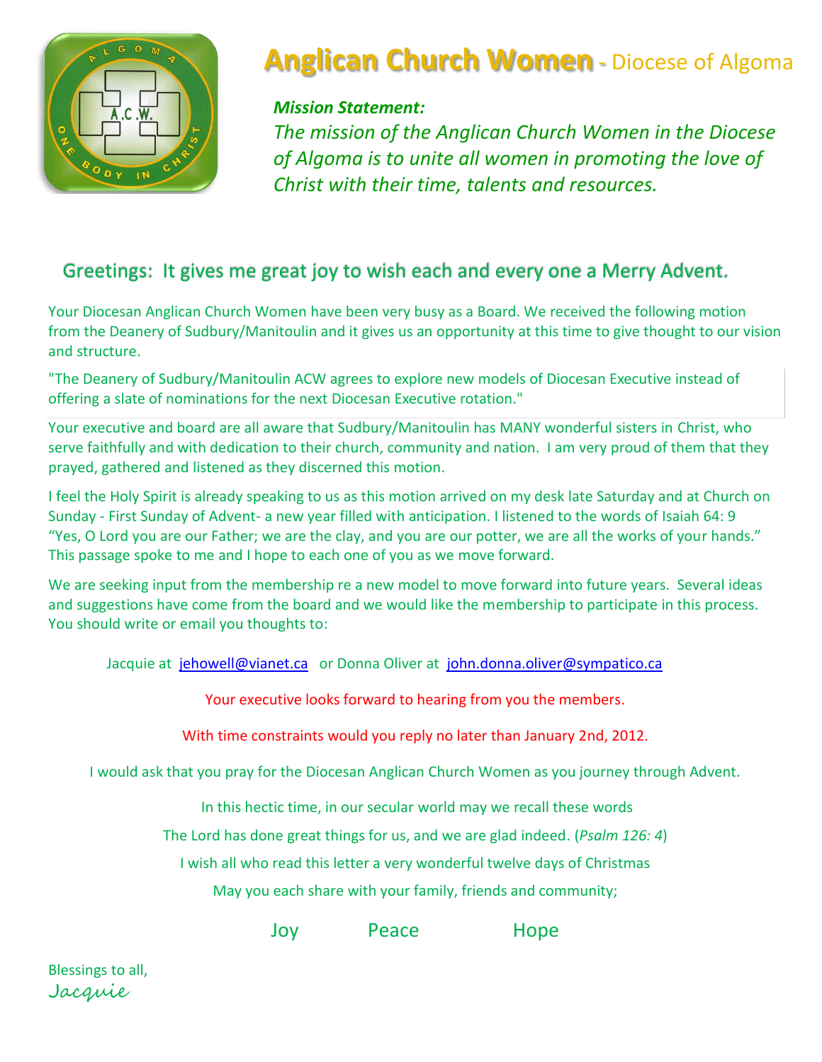# Anglican Church Women - Diocese of Algoma

***Mission Statement:***

*The mission of the Anglican Church Women in the Diocese of Algoma is to unite all women in promoting the love of Christ with their time, talents and resources.*

## Greetings: It gives me great joy to wish each and every one a Merry Advent.

Your Diocesan Anglican Church Women have been very busy as a Board. We received the following motion from the Deanery of Sudbury/Manitoulin and it gives us an opportunity at this time to give thought to our vision and structure.

"The Deanery of Sudbury/Manitoulin ACW agrees to explore new models of Diocesan Executive instead of offering a slate of nominations for the next Diocesan Executive rotation."

Your executive and board are all aware that Sudbury/Manitoulin has MANY wonderful sisters in Christ, who serve faithfully and with dedication to their church, community and nation. I am very proud of them that they prayed, gathered and listened as they discerned this motion.

I feel the Holy Spirit is already speaking to us as this motion arrived on my desk late Saturday and at Church on Sunday - First Sunday of Advent- a new year filled with anticipation. I listened to the words of Isaiah 64: 9 "Yes, O Lord you are our Father; we are the clay, and you are our potter, we are all the works of your hands." This passage spoke to me and I hope to each one of you as we move forward.

We are seeking input from the membership re a new model to move forward into future years. Several ideas and suggestions have come from the board and we would like the membership to participate in this process. You should write or email you thoughts to:

Jacquie at jehowell@vianet.ca or Donna Oliver at john.donna.oliver@sympatico.ca

Your executive looks forward to hearing from you the members.

With time constraints would you reply no later than January 2nd, 2012.

I would ask that you pray for the Diocesan Anglican Church Women as you journey through Advent.

In this hectic time, in our secular world may we recall these words

The Lord has done great things for us, and we are glad indeed. (*Psalm 126: 4*)

I wish all who read this letter a very wonderful twelve days of Christmas

May you each share with your family, friends and community;

Joy Peace Hope

Blessings to all,
Jacquie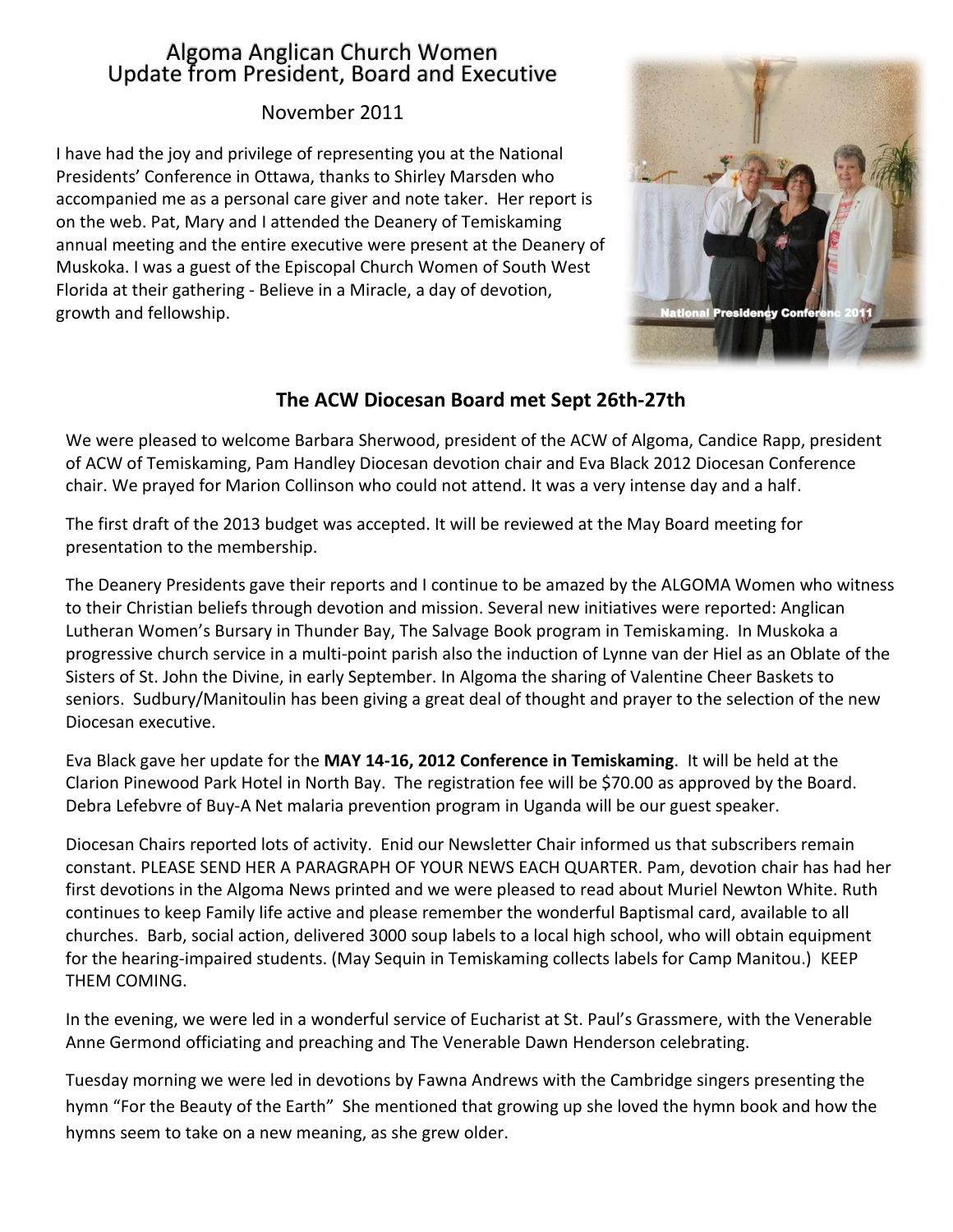# Algoma Anglican Church Women
## Update from President, Board and Executive

November 2011

I have had the joy and privilege of representing you at the National Presidents' Conference in Ottawa, thanks to Shirley Marsden who accompanied me as a personal care giver and note taker. Her report is on the web. Pat, Mary and I attended the Deanery of Temiskaming annual meeting and the entire executive were present at the Deanery of Muskoka. I was a guest of the Episcopal Church Women of South West Florida at their gathering - Believe in a Miracle, a day of devotion, growth and fellowship.

National Presidency Conferenc 2011

## The ACW Diocesan Board met Sept 26th-27th

We were pleased to welcome Barbara Sherwood, president of the ACW of Algoma, Candice Rapp, president of ACW of Temiskaming, Pam Handley Diocesan devotion chair and Eva Black 2012 Diocesan Conference chair. We prayed for Marion Collinson who could not attend. It was a very intense day and a half.

The first draft of the 2013 budget was accepted. It will be reviewed at the May Board meeting for presentation to the membership.

The Deanery Presidents gave their reports and I continue to be amazed by the ALGOMA Women who witness to their Christian beliefs through devotion and mission. Several new initiatives were reported: Anglican Lutheran Women's Bursary in Thunder Bay, The Salvage Book program in Temiskaming. In Muskoka a progressive church service in a multi-point parish also the induction of Lynne van der Hiel as an Oblate of the Sisters of St. John the Divine, in early September. In Algoma the sharing of Valentine Cheer Baskets to seniors. Sudbury/Manitoulin has been giving a great deal of thought and prayer to the selection of the new Diocesan executive.

Eva Black gave her update for the **MAY 14-16, 2012 Conference in Temiskaming**. It will be held at the Clarion Pinewood Park Hotel in North Bay. The registration fee will be $70.00 as approved by the Board. Debra Lefebvre of Buy-A Net malaria prevention program in Uganda will be our guest speaker.

Diocesan Chairs reported lots of activity. Enid our Newsletter Chair informed us that subscribers remain constant. PLEASE SEND HER A PARAGRAPH OF YOUR NEWS EACH QUARTER. Pam, devotion chair has had her first devotions in the Algoma News printed and we were pleased to read about Muriel Newton White. Ruth continues to keep Family life active and please remember the wonderful Baptismal card, available to all churches. Barb, social action, delivered 3000 soup labels to a local high school, who will obtain equipment for the hearing-impaired students. (May Sequin in Temiskaming collects labels for Camp Manitou.) KEEP THEM COMING.

In the evening, we were led in a wonderful service of Eucharist at St. Paul's Grassmere, with the Venerable Anne Germond officiating and preaching and The Venerable Dawn Henderson celebrating.

Tuesday morning we were led in devotions by Fawna Andrews with the Cambridge singers presenting the hymn "For the Beauty of the Earth" She mentioned that growing up she loved the hymn book and how the hymns seem to take on a new meaning, as she grew older.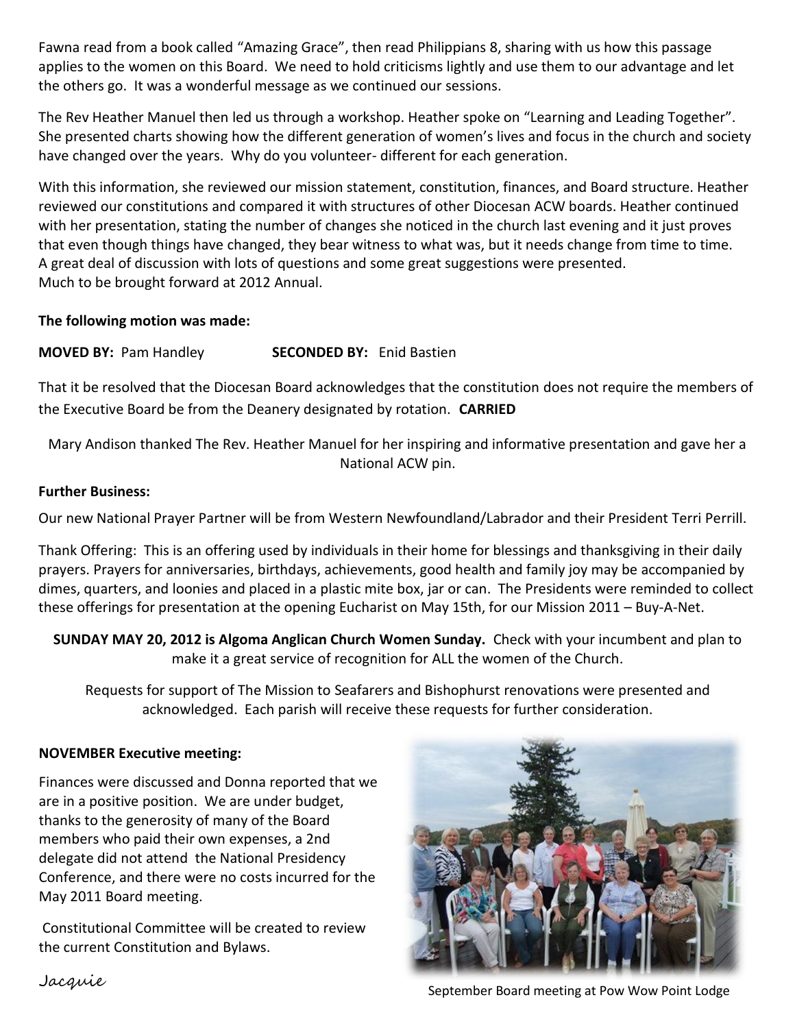Fawna read from a book called “Amazing Grace”, then read Philippians 8, sharing with us how this passage applies to the women on this Board. We need to hold criticisms lightly and use them to our advantage and let the others go. It was a wonderful message as we continued our sessions.

The Rev Heather Manuel then led us through a workshop. Heather spoke on “Learning and Leading Together”. She presented charts showing how the different generation of women’s lives and focus in the church and society have changed over the years. Why do you volunteer- different for each generation.

With this information, she reviewed our mission statement, constitution, finances, and Board structure. Heather reviewed our constitutions and compared it with structures of other Diocesan ACW boards. Heather continued with her presentation, stating the number of changes she noticed in the church last evening and it just proves that even though things have changed, they bear witness to what was, but it needs change from time to time. A great deal of discussion with lots of questions and some great suggestions were presented. Much to be brought forward at 2012 Annual.

**The following motion was made:**

**MOVED BY:** Pam Handley **SECONDED BY:** Enid Bastien

That it be resolved that the Diocesan Board acknowledges that the constitution does not require the members of the Executive Board be from the Deanery designated by rotation. **CARRIED**

Mary Andison thanked The Rev. Heather Manuel for her inspiring and informative presentation and gave her a National ACW pin.

**Further Business:**

Our new National Prayer Partner will be from Western Newfoundland/Labrador and their President Terri Perrill.

Thank Offering: This is an offering used by individuals in their home for blessings and thanksgiving in their daily prayers. Prayers for anniversaries, birthdays, achievements, good health and family joy may be accompanied by dimes, quarters, and loonies and placed in a plastic mite box, jar or can. The Presidents were reminded to collect these offerings for presentation at the opening Eucharist on May 15th, for our Mission 2011 – Buy-A-Net.

**SUNDAY MAY 20, 2012 is Algoma Anglican Church Women Sunday.** Check with your incumbent and plan to make it a great service of recognition for ALL the women of the Church.

Requests for support of The Mission to Seafarers and Bishophurst renovations were presented and acknowledged. Each parish will receive these requests for further consideration.

**NOVEMBER Executive meeting:**

Finances were discussed and Donna reported that we are in a positive position. We are under budget, thanks to the generosity of many of the Board members who paid their own expenses, a 2nd delegate did not attend the National Presidency Conference, and there were no costs incurred for the May 2011 Board meeting.

Constitutional Committee will be created to review the current Constitution and Bylaws.

*Jacquie*

September Board meeting at Pow Wow Point Lodge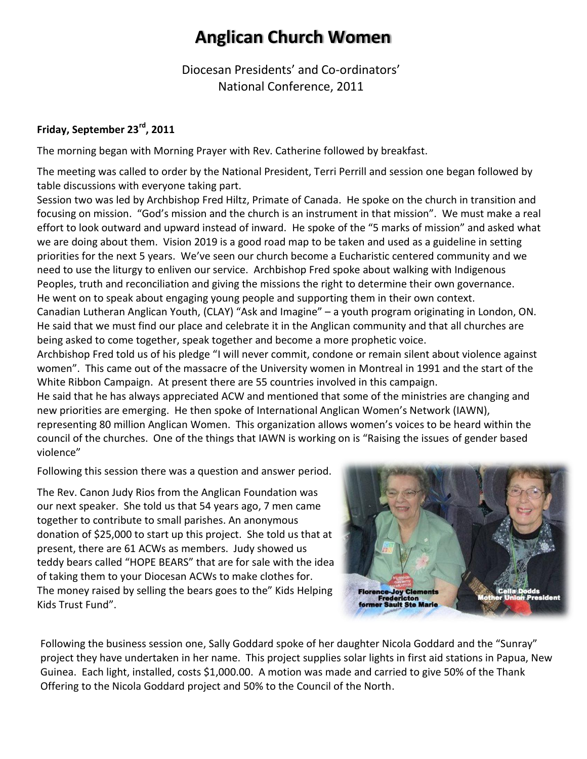# Anglican Church Women

Diocesan Presidents' and Co-ordinators'
National Conference, 2011

**Friday, September 23rd, 2011**

The morning began with Morning Prayer with Rev. Catherine followed by breakfast.

The meeting was called to order by the National President, Terri Perrill and session one began followed by table discussions with everyone taking part.

Session two was led by Archbishop Fred Hiltz, Primate of Canada. He spoke on the church in transition and focusing on mission. "God's mission and the church is an instrument in that mission". We must make a real effort to look outward and upward instead of inward. He spoke of the "5 marks of mission" and asked what we are doing about them. Vision 2019 is a good road map to be taken and used as a guideline in setting priorities for the next 5 years. We've seen our church become a Eucharistic centered community and we need to use the liturgy to enliven our service. Archbishop Fred spoke about walking with Indigenous Peoples, truth and reconciliation and giving the missions the right to determine their own governance. He went on to speak about engaging young people and supporting them in their own context.

Canadian Lutheran Anglican Youth, (CLAY) "Ask and Imagine" – a youth program originating in London, ON. He said that we must find our place and celebrate it in the Anglican community and that all churches are being asked to come together, speak together and become a more prophetic voice.

Archbishop Fred told us of his pledge "I will never commit, condone or remain silent about violence against women". This came out of the massacre of the University women in Montreal in 1991 and the start of the White Ribbon Campaign. At present there are 55 countries involved in this campaign.

He said that he has always appreciated ACW and mentioned that some of the ministries are changing and new priorities are emerging. He then spoke of International Anglican Women's Network (IAWN), representing 80 million Anglican Women. This organization allows women's voices to be heard within the council of the churches. One of the things that IAWN is working on is "Raising the issues of gender based violence"

Following this session there was a question and answer period.

The Rev. Canon Judy Rios from the Anglican Foundation was our next speaker. She told us that 54 years ago, 7 men came together to contribute to small parishes. An anonymous donation of $25,000 to start up this project. She told us that at present, there are 61 ACWs as members. Judy showed us teddy bears called "HOPE BEARS" that are for sale with the idea of taking them to your Diocesan ACWs to make clothes for. The money raised by selling the bears goes to the" Kids Helping Kids Trust Fund".

Florence-Joy Clements
Fredericton
former Sault Ste Marie

Celia Dodds
Mother Union President

Following the business session one, Sally Goddard spoke of her daughter Nicola Goddard and the "Sunray" project they have undertaken in her name. This project supplies solar lights in first aid stations in Papua, New Guinea. Each light, installed, costs $1,000.00. A motion was made and carried to give 50% of the Thank Offering to the Nicola Goddard project and 50% to the Council of the North.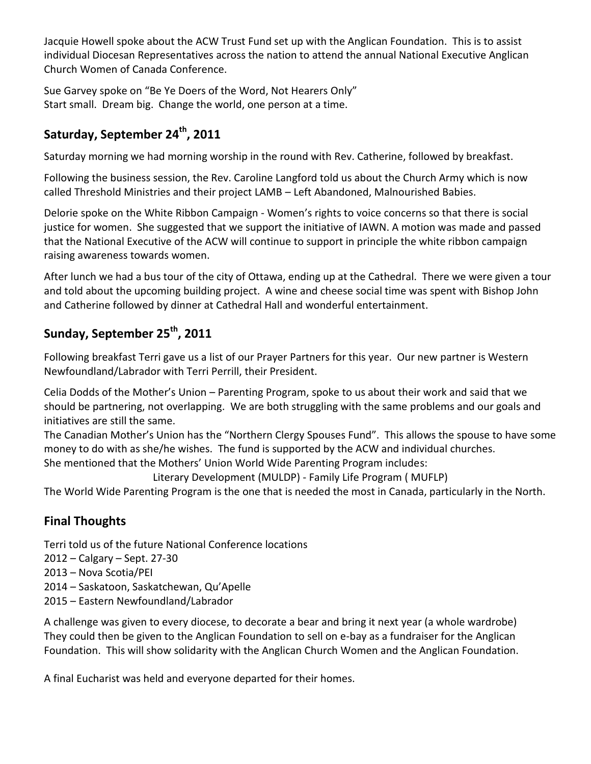Jacquie Howell spoke about the ACW Trust Fund set up with the Anglican Foundation. This is to assist individual Diocesan Representatives across the nation to attend the annual National Executive Anglican Church Women of Canada Conference.

Sue Garvey spoke on "Be Ye Doers of the Word, Not Hearers Only"
Start small. Dream big. Change the world, one person at a time.

## Saturday, September 24th, 2011

Saturday morning we had morning worship in the round with Rev. Catherine, followed by breakfast.

Following the business session, the Rev. Caroline Langford told us about the Church Army which is now called Threshold Ministries and their project LAMB – Left Abandoned, Malnourished Babies.

Delorie spoke on the White Ribbon Campaign - Women's rights to voice concerns so that there is social justice for women. She suggested that we support the initiative of IAWN. A motion was made and passed that the National Executive of the ACW will continue to support in principle the white ribbon campaign raising awareness towards women.

After lunch we had a bus tour of the city of Ottawa, ending up at the Cathedral. There we were given a tour and told about the upcoming building project. A wine and cheese social time was spent with Bishop John and Catherine followed by dinner at Cathedral Hall and wonderful entertainment.

## Sunday, September 25th, 2011

Following breakfast Terri gave us a list of our Prayer Partners for this year. Our new partner is Western Newfoundland/Labrador with Terri Perrill, their President.

Celia Dodds of the Mother's Union – Parenting Program, spoke to us about their work and said that we should be partnering, not overlapping. We are both struggling with the same problems and our goals and initiatives are still the same.
The Canadian Mother's Union has the "Northern Clergy Spouses Fund". This allows the spouse to have some money to do with as she/he wishes. The fund is supported by the ACW and individual churches.
She mentioned that the Mothers' Union World Wide Parenting Program includes:

Literary Development (MULDP) - Family Life Program ( MUFLP)

The World Wide Parenting Program is the one that is needed the most in Canada, particularly in the North.

## Final Thoughts

Terri told us of the future National Conference locations
2012 – Calgary – Sept. 27-30
2013 – Nova Scotia/PEI
2014 – Saskatoon, Saskatchewan, Qu'Apelle
2015 – Eastern Newfoundland/Labrador

A challenge was given to every diocese, to decorate a bear and bring it next year (a whole wardrobe) They could then be given to the Anglican Foundation to sell on e-bay as a fundraiser for the Anglican Foundation. This will show solidarity with the Anglican Church Women and the Anglican Foundation.

A final Eucharist was held and everyone departed for their homes.